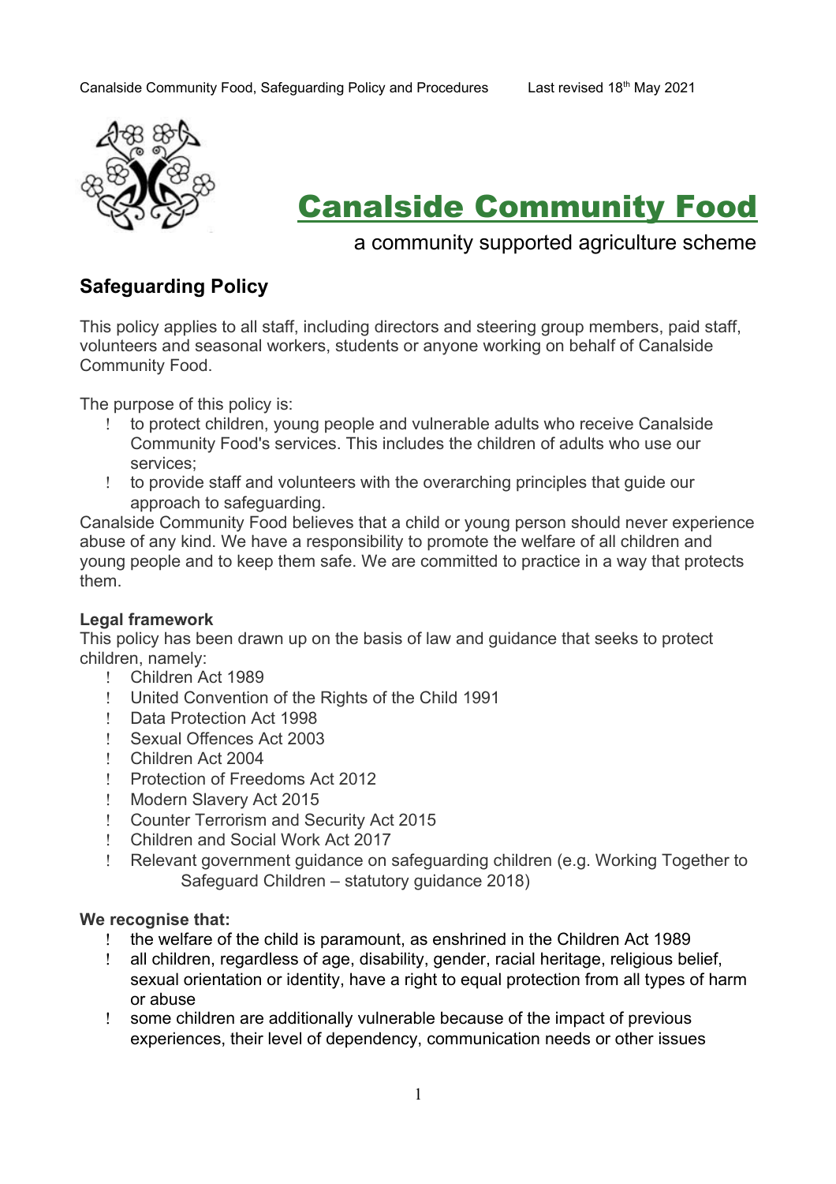# Canalside Community Food

a community supported agriculture scheme

## Safeguarding Policy

This policy applies to all staff, including directors and steering group members, paid staff, volunteers and seasonal workers, students or anyone working on behalf of Canalside Community Food.

The purpose of this policy is:

- to protect children, young people and vulnerable adults who receive Canalside Community Food's services. This includes the children of adults who use our services;
- to provide staff and volunteers with the overarching principles that guide our approach to safeguarding.

Canalside Community Food believes that a child or young person should never experience abuse of any kind. We have a responsibility to promote the welfare of all children and young people and to keep them safe. We are committed to practice in a way that protects them.

**Legal framework**

This policy has been drawn up on the basis of law and guidance that seeks to protect children, namely:

- Children Act 1989
- United Convention of the Rights of the Child 1991
- Data Protection Act 1998
- Sexual Offences Act 2003
- Children Act 2004
- Protection of Freedoms Act 2012
- Modern Slavery Act 2015
- Counter Terrorism and Security Act 2015
- Children and Social Work Act 2017
- Relevant government guidance on safeguarding children (e.g. Working Together to Safeguard Children – statutory guidance 2018)

**We recognise that:**

- the welfare of the child is paramount, as enshrined in the Children Act 1989
- all children, regardless of age, disability, gender, racial heritage, religious belief, sexual orientation or identity, have a right to equal protection from all types of harm or abuse
- some children are additionally vulnerable because of the impact of previous experiences, their level of dependency, communication needs or other issues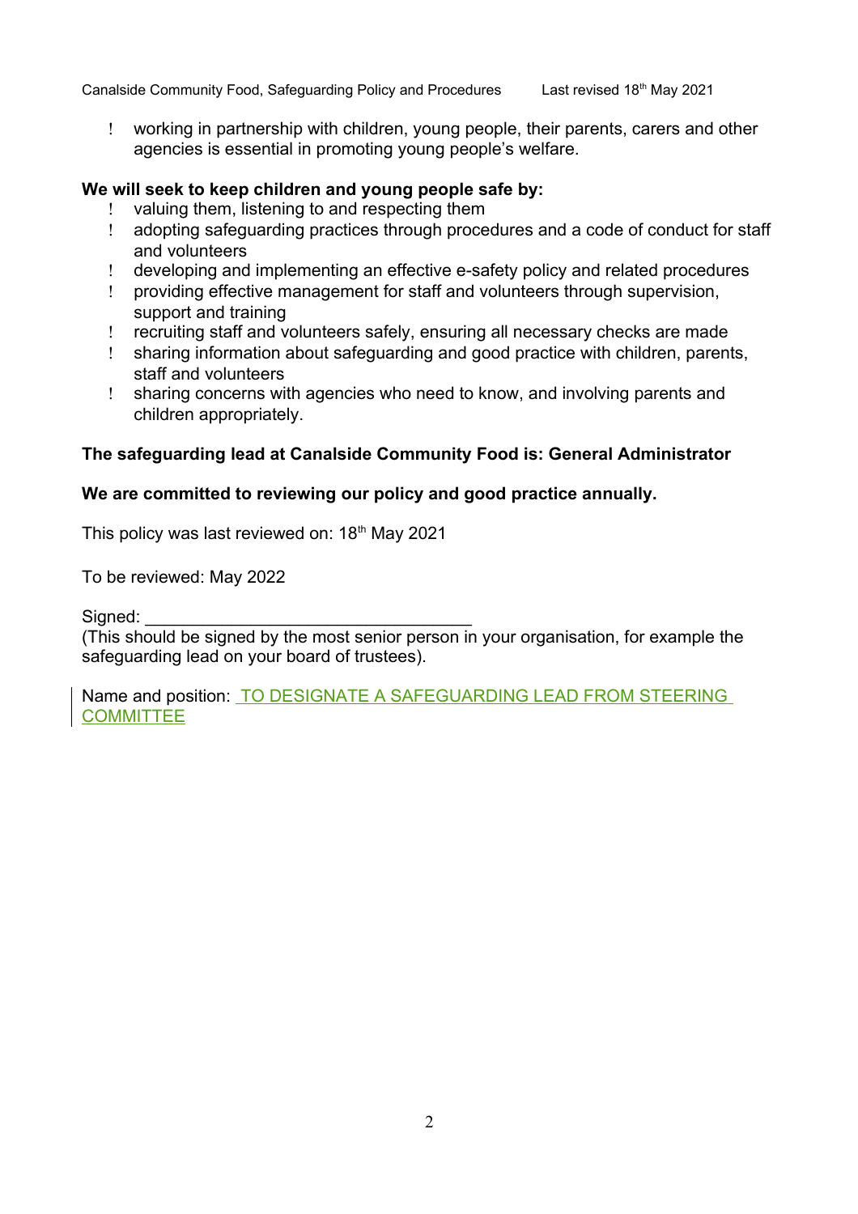- working in partnership with children, young people, their parents, carers and other agencies is essential in promoting young people's welfare.

**We will seek to keep children and young people safe by:**

- valuing them, listening to and respecting them
- adopting safeguarding practices through procedures and a code of conduct for staff and volunteers
- developing and implementing an effective e-safety policy and related procedures
- providing effective management for staff and volunteers through supervision, support and training
- recruiting staff and volunteers safely, ensuring all necessary checks are made
- sharing information about safeguarding and good practice with children, parents, staff and volunteers
- sharing concerns with agencies who need to know, and involving parents and children appropriately.

**The safeguarding lead at Canalside Community Food is: General Administrator**

**We are committed to reviewing our policy and good practice annually.**

This policy was last reviewed on: 18th May 2021

To be reviewed: May 2022

Signed: ___________________________________
(This should be signed by the most senior person in your organisation, for example the safeguarding lead on your board of trustees).

Name and position: TO DESIGNATE A SAFEGUARDING LEAD FROM STEERING COMMITTEE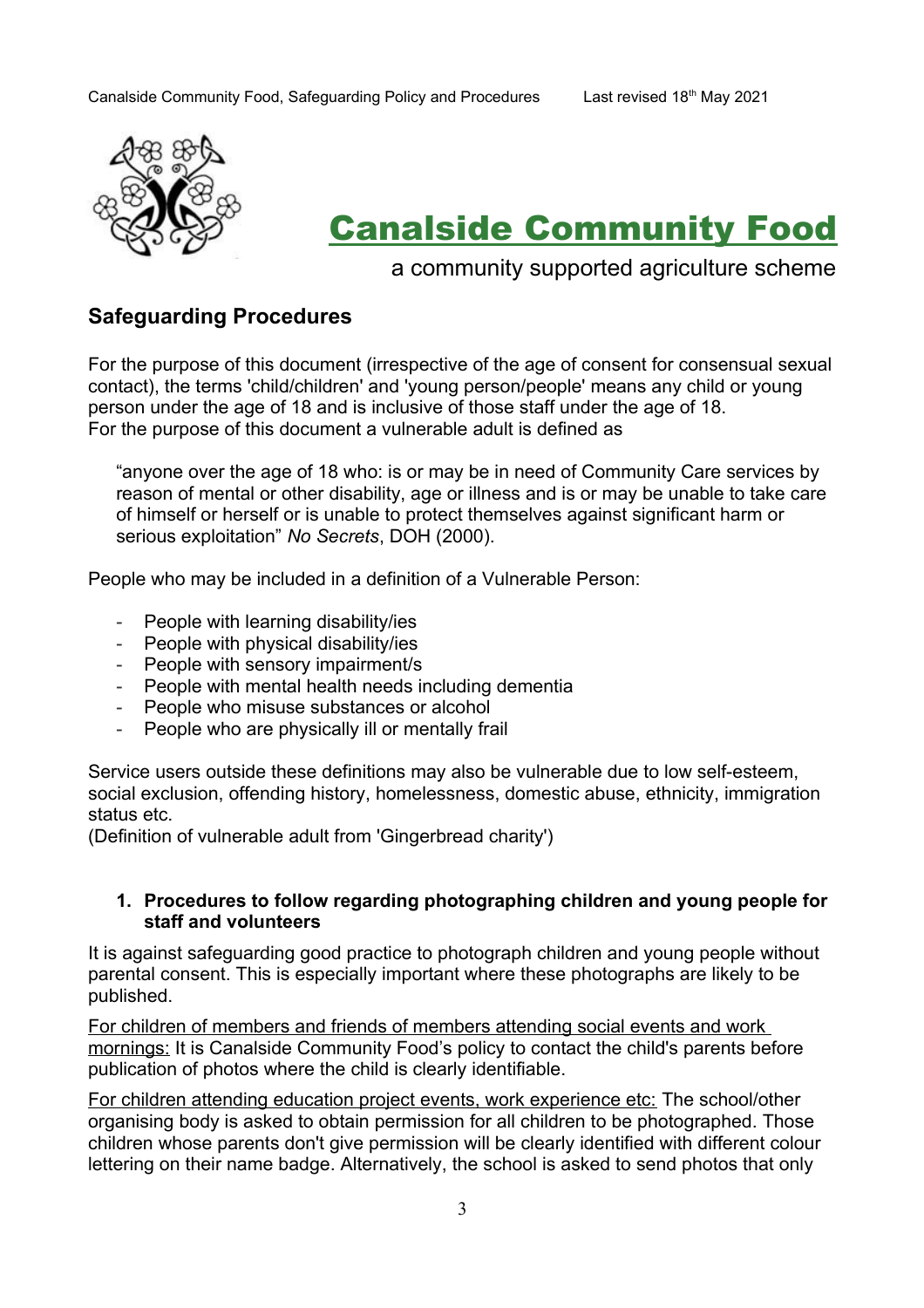# Canalside Community Food

a community supported agriculture scheme

## Safeguarding Procedures

For the purpose of this document (irrespective of the age of consent for consensual sexual contact), the terms 'child/children' and 'young person/people' means any child or young person under the age of 18 and is inclusive of those staff under the age of 18.
For the purpose of this document a vulnerable adult is defined as

> “anyone over the age of 18 who: is or may be in need of Community Care services by reason of mental or other disability, age or illness and is or may be unable to take care of himself or herself or is unable to protect themselves against significant harm or serious exploitation” *No Secrets*, DOH (2000).

People who may be included in a definition of a Vulnerable Person:

- People with learning disability/ies
- People with physical disability/ies
- People with sensory impairment/s
- People with mental health needs including dementia
- People who misuse substances or alcohol
- People who are physically ill or mentally frail

Service users outside these definitions may also be vulnerable due to low self-esteem, social exclusion, offending history, homelessness, domestic abuse, ethnicity, immigration status etc.
(Definition of vulnerable adult from 'Gingerbread charity')

1. **Procedures to follow regarding photographing children and young people for staff and volunteers**

It is against safeguarding good practice to photograph children and young people without parental consent. This is especially important where these photographs are likely to be published.

<u>For children of members and friends of members attending social events and work mornings:</u> It is Canalside Community Food’s policy to contact the child's parents before publication of photos where the child is clearly identifiable.

<u>For children attending education project events, work experience etc:</u> The school/other organising body is asked to obtain permission for all children to be photographed. Those children whose parents don't give permission will be clearly identified with different colour lettering on their name badge. Alternatively, the school is asked to send photos that only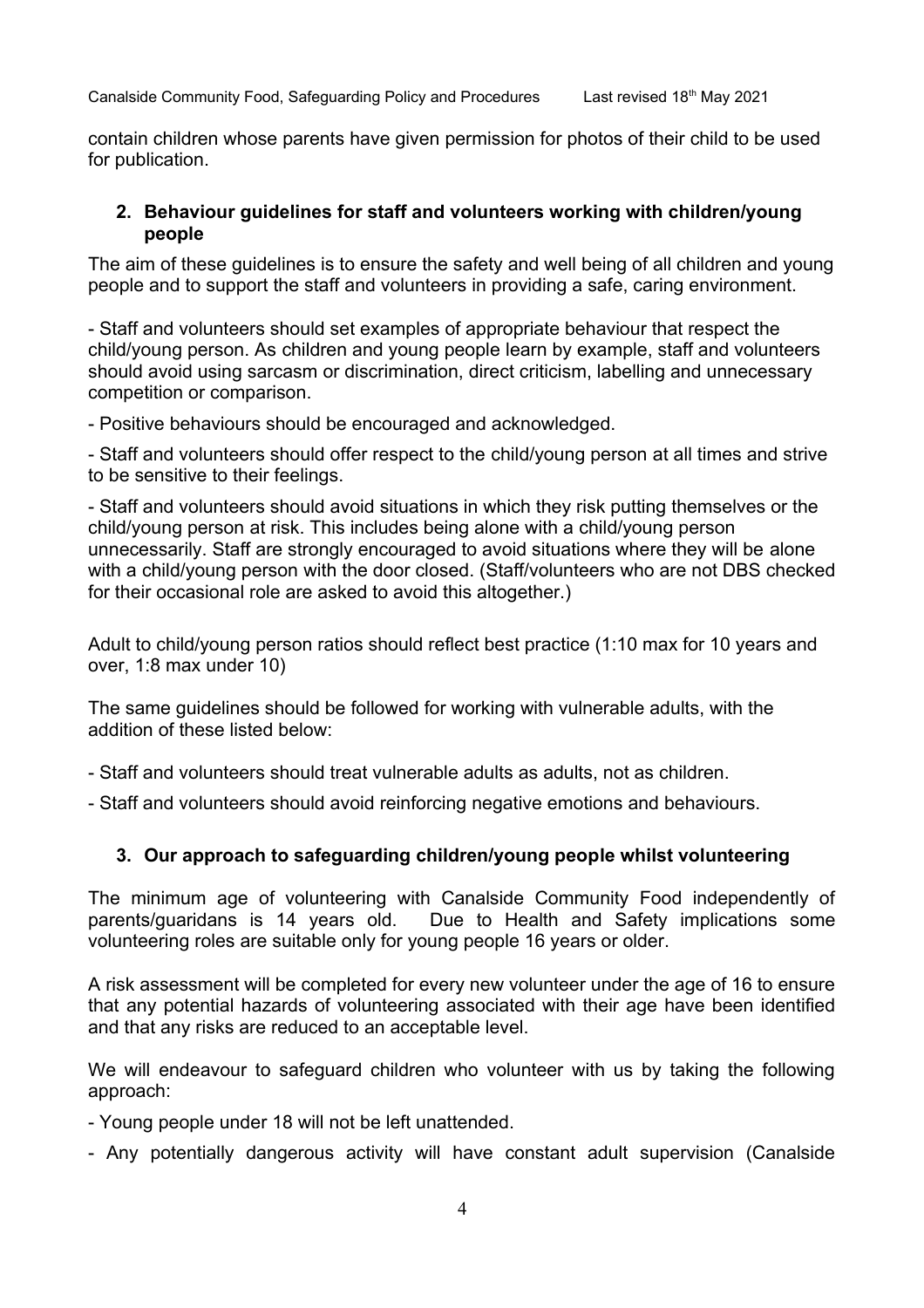contain children whose parents have given permission for photos of their child to be used for publication.

## 2. Behaviour guidelines for staff and volunteers working with children/young people

The aim of these guidelines is to ensure the safety and well being of all children and young people and to support the staff and volunteers in providing a safe, caring environment.

- Staff and volunteers should set examples of appropriate behaviour that respect the child/young person. As children and young people learn by example, staff and volunteers should avoid using sarcasm or discrimination, direct criticism, labelling and unnecessary competition or comparison.

- Positive behaviours should be encouraged and acknowledged.

- Staff and volunteers should offer respect to the child/young person at all times and strive to be sensitive to their feelings.

- Staff and volunteers should avoid situations in which they risk putting themselves or the child/young person at risk. This includes being alone with a child/young person unnecessarily. Staff are strongly encouraged to avoid situations where they will be alone with a child/young person with the door closed. (Staff/volunteers who are not DBS checked for their occasional role are asked to avoid this altogether.)

Adult to child/young person ratios should reflect best practice (1:10 max for 10 years and over, 1:8 max under 10)

The same guidelines should be followed for working with vulnerable adults, with the addition of these listed below:

- Staff and volunteers should treat vulnerable adults as adults, not as children.

- Staff and volunteers should avoid reinforcing negative emotions and behaviours.

## 3. Our approach to safeguarding children/young people whilst volunteering

The minimum age of volunteering with Canalside Community Food independently of parents/guaridans is 14 years old. Due to Health and Safety implications some volunteering roles are suitable only for young people 16 years or older.

A risk assessment will be completed for every new volunteer under the age of 16 to ensure that any potential hazards of volunteering associated with their age have been identified and that any risks are reduced to an acceptable level.

We will endeavour to safeguard children who volunteer with us by taking the following approach:

- Young people under 18 will not be left unattended.

- Any potentially dangerous activity will have constant adult supervision (Canalside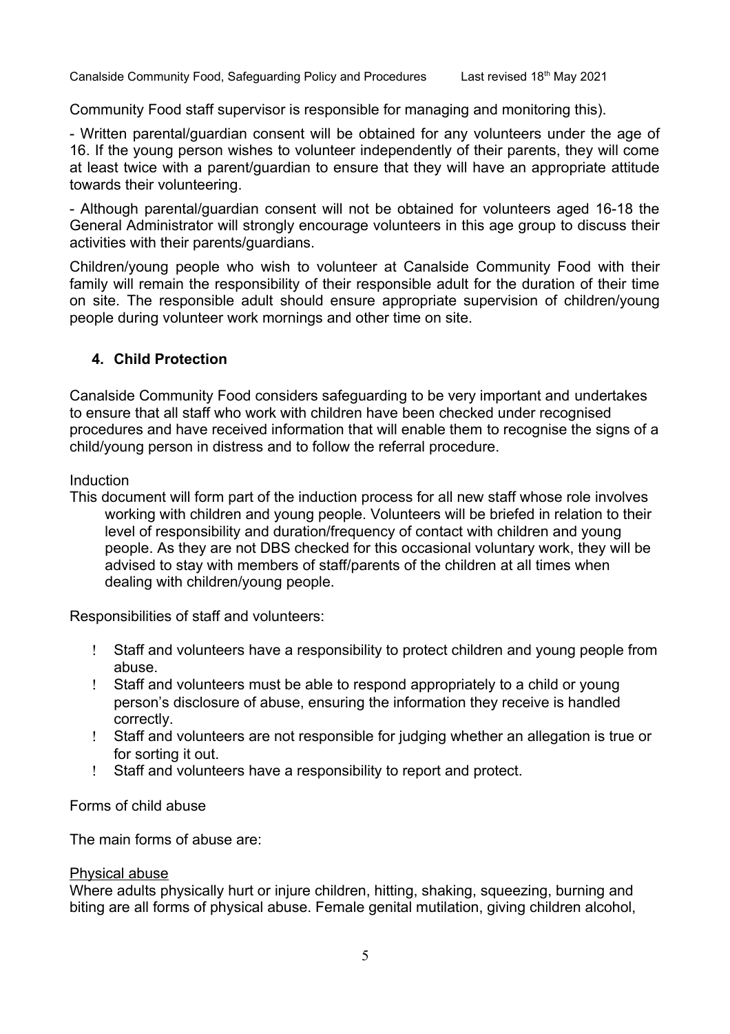Community Food staff supervisor is responsible for managing and monitoring this).

- Written parental/guardian consent will be obtained for any volunteers under the age of 16. If the young person wishes to volunteer independently of their parents, they will come at least twice with a parent/guardian to ensure that they will have an appropriate attitude towards their volunteering.

- Although parental/guardian consent will not be obtained for volunteers aged 16-18 the General Administrator will strongly encourage volunteers in this age group to discuss their activities with their parents/guardians.

Children/young people who wish to volunteer at Canalside Community Food with their family will remain the responsibility of their responsible adult for the duration of their time on site. The responsible adult should ensure appropriate supervision of children/young people during volunteer work mornings and other time on site.

## 4. Child Protection

Canalside Community Food considers safeguarding to be very important and undertakes to ensure that all staff who work with children have been checked under recognised procedures and have received information that will enable them to recognise the signs of a child/young person in distress and to follow the referral procedure.

Induction

This document will form part of the induction process for all new staff whose role involves working with children and young people. Volunteers will be briefed in relation to their level of responsibility and duration/frequency of contact with children and young people. As they are not DBS checked for this occasional voluntary work, they will be advised to stay with members of staff/parents of the children at all times when dealing with children/young people.

Responsibilities of staff and volunteers:

- Staff and volunteers have a responsibility to protect children and young people from abuse.
- Staff and volunteers must be able to respond appropriately to a child or young person's disclosure of abuse, ensuring the information they receive is handled correctly.
- Staff and volunteers are not responsible for judging whether an allegation is true or for sorting it out.
- Staff and volunteers have a responsibility to report and protect.

Forms of child abuse

The main forms of abuse are:

<u>Physical abuse</u>

Where adults physically hurt or injure children, hitting, shaking, squeezing, burning and biting are all forms of physical abuse. Female genital mutilation, giving children alcohol,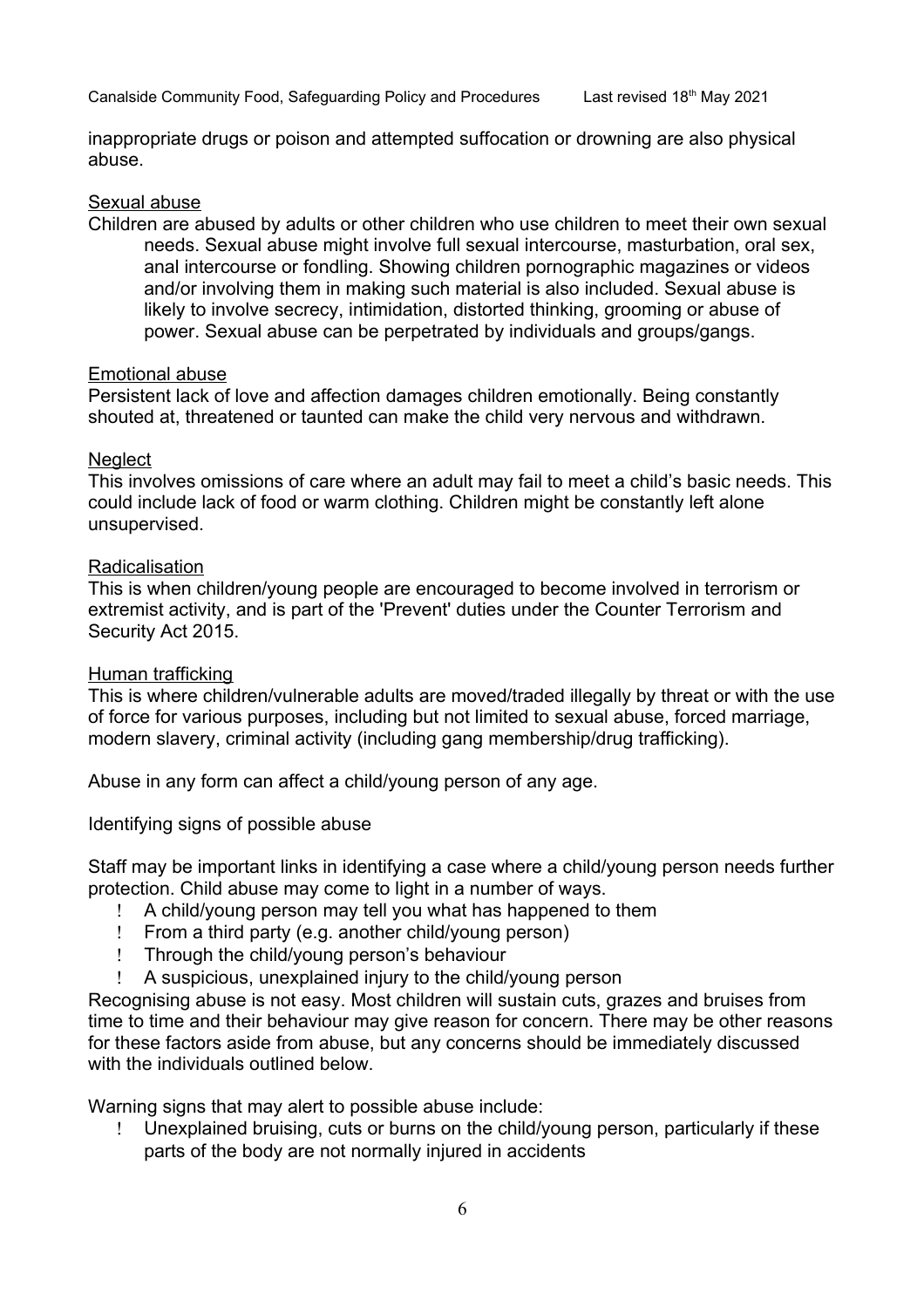inappropriate drugs or poison and attempted suffocation or drowning are also physical abuse.

Sexual abuse

Children are abused by adults or other children who use children to meet their own sexual needs. Sexual abuse might involve full sexual intercourse, masturbation, oral sex, anal intercourse or fondling. Showing children pornographic magazines or videos and/or involving them in making such material is also included. Sexual abuse is likely to involve secrecy, intimidation, distorted thinking, grooming or abuse of power. Sexual abuse can be perpetrated by individuals and groups/gangs.

Emotional abuse

Persistent lack of love and affection damages children emotionally. Being constantly shouted at, threatened or taunted can make the child very nervous and withdrawn.

Neglect

This involves omissions of care where an adult may fail to meet a child's basic needs. This could include lack of food or warm clothing. Children might be constantly left alone unsupervised.

Radicalisation

This is when children/young people are encouraged to become involved in terrorism or extremist activity, and is part of the 'Prevent' duties under the Counter Terrorism and Security Act 2015.

Human trafficking

This is where children/vulnerable adults are moved/traded illegally by threat or with the use of force for various purposes, including but not limited to sexual abuse, forced marriage, modern slavery, criminal activity (including gang membership/drug trafficking).

Abuse in any form can affect a child/young person of any age.

Identifying signs of possible abuse

Staff may be important links in identifying a case where a child/young person needs further protection. Child abuse may come to light in a number of ways.

- A child/young person may tell you what has happened to them
- From a third party (e.g. another child/young person)
- Through the child/young person's behaviour
- A suspicious, unexplained injury to the child/young person

Recognising abuse is not easy. Most children will sustain cuts, grazes and bruises from time to time and their behaviour may give reason for concern. There may be other reasons for these factors aside from abuse, but any concerns should be immediately discussed with the individuals outlined below.

Warning signs that may alert to possible abuse include:

- Unexplained bruising, cuts or burns on the child/young person, particularly if these parts of the body are not normally injured in accidents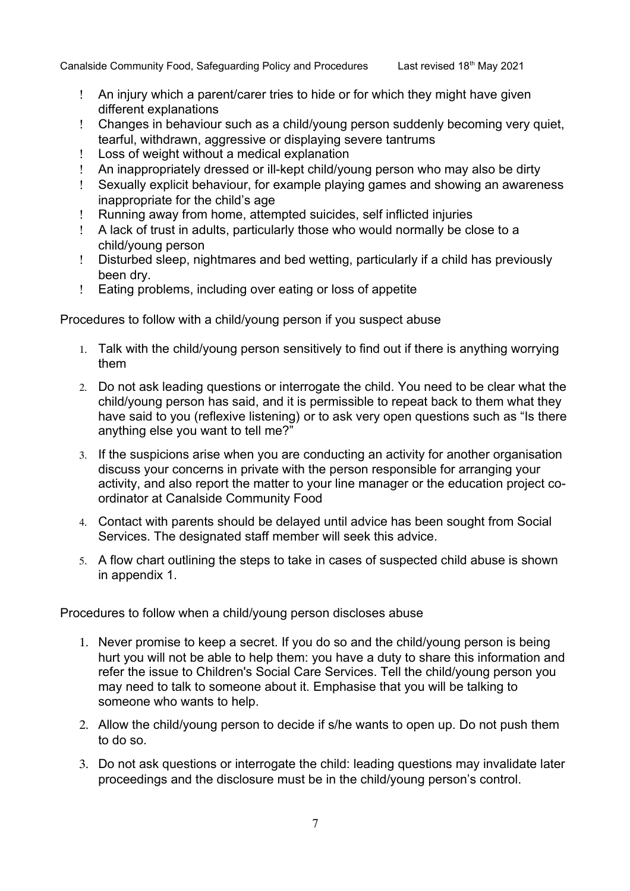- An injury which a parent/carer tries to hide or for which they might have given different explanations
- Changes in behaviour such as a child/young person suddenly becoming very quiet, tearful, withdrawn, aggressive or displaying severe tantrums
- Loss of weight without a medical explanation
- An inappropriately dressed or ill-kept child/young person who may also be dirty
- Sexually explicit behaviour, for example playing games and showing an awareness inappropriate for the child's age
- Running away from home, attempted suicides, self inflicted injuries
- A lack of trust in adults, particularly those who would normally be close to a child/young person
- Disturbed sleep, nightmares and bed wetting, particularly if a child has previously been dry.
- Eating problems, including over eating or loss of appetite

Procedures to follow with a child/young person if you suspect abuse

1. Talk with the child/young person sensitively to find out if there is anything worrying them

2. Do not ask leading questions or interrogate the child. You need to be clear what the child/young person has said, and it is permissible to repeat back to them what they have said to you (reflexive listening) or to ask very open questions such as "Is there anything else you want to tell me?"

3. If the suspicions arise when you are conducting an activity for another organisation discuss your concerns in private with the person responsible for arranging your activity, and also report the matter to your line manager or the education project co-ordinator at Canalside Community Food

4. Contact with parents should be delayed until advice has been sought from Social Services. The designated staff member will seek this advice.

5. A flow chart outlining the steps to take in cases of suspected child abuse is shown in appendix 1.

Procedures to follow when a child/young person discloses abuse

1. Never promise to keep a secret. If you do so and the child/young person is being hurt you will not be able to help them: you have a duty to share this information and refer the issue to Children's Social Care Services. Tell the child/young person you may need to talk to someone about it. Emphasise that you will be talking to someone who wants to help.

2. Allow the child/young person to decide if s/he wants to open up. Do not push them to do so.

3. Do not ask questions or interrogate the child: leading questions may invalidate later proceedings and the disclosure must be in the child/young person's control.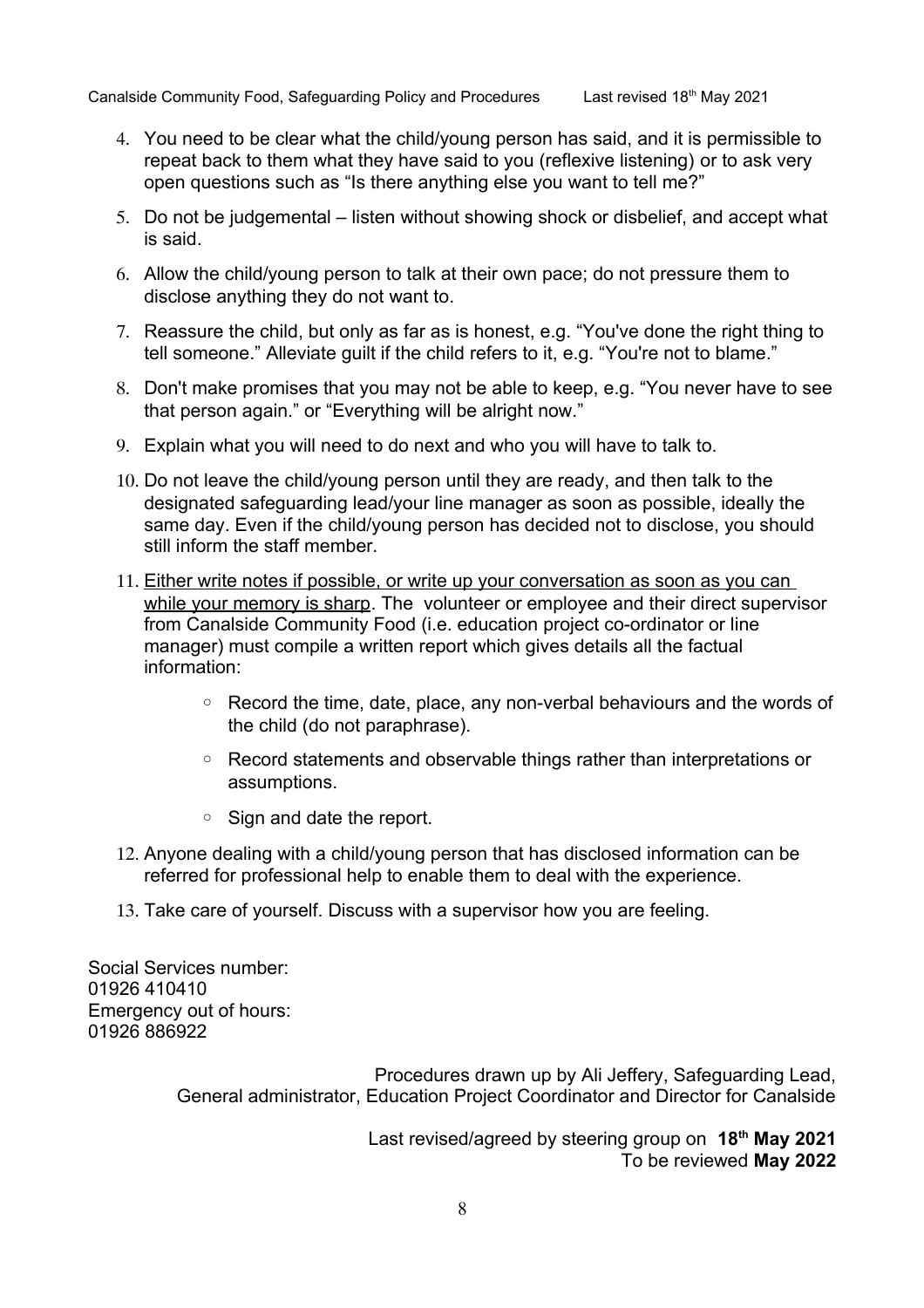4. You need to be clear what the child/young person has said, and it is permissible to repeat back to them what they have said to you (reflexive listening) or to ask very open questions such as "Is there anything else you want to tell me?"
5. Do not be judgemental – listen without showing shock or disbelief, and accept what is said.
6. Allow the child/young person to talk at their own pace; do not pressure them to disclose anything they do not want to.
7. Reassure the child, but only as far as is honest, e.g. "You've done the right thing to tell someone." Alleviate guilt if the child refers to it, e.g. "You're not to blame."
8. Don't make promises that you may not be able to keep, e.g. "You never have to see that person again." or "Everything will be alright now."
9. Explain what you will need to do next and who you will have to talk to.
10. Do not leave the child/young person until they are ready, and then talk to the designated safeguarding lead/your line manager as soon as possible, ideally the same day. Even if the child/young person has decided not to disclose, you should still inform the staff member.
11. <u>Either write notes if possible, or write up your conversation as soon as you can while your memory is sharp</u>. The volunteer or employee and their direct supervisor from Canalside Community Food (i.e. education project co-ordinator or line manager) must compile a written report which gives details all the factual information:
    - Record the time, date, place, any non-verbal behaviours and the words of the child (do not paraphrase).
    - Record statements and observable things rather than interpretations or assumptions.
    - Sign and date the report.
12. Anyone dealing with a child/young person that has disclosed information can be referred for professional help to enable them to deal with the experience.
13. Take care of yourself. Discuss with a supervisor how you are feeling.

Social Services number:
01926 410410
Emergency out of hours:
01926 886922

Procedures drawn up by Ali Jeffery, Safeguarding Lead, General administrator, Education Project Coordinator and Director for Canalside

Last revised/agreed by steering group on **18th May 2021**
To be reviewed **May 2022**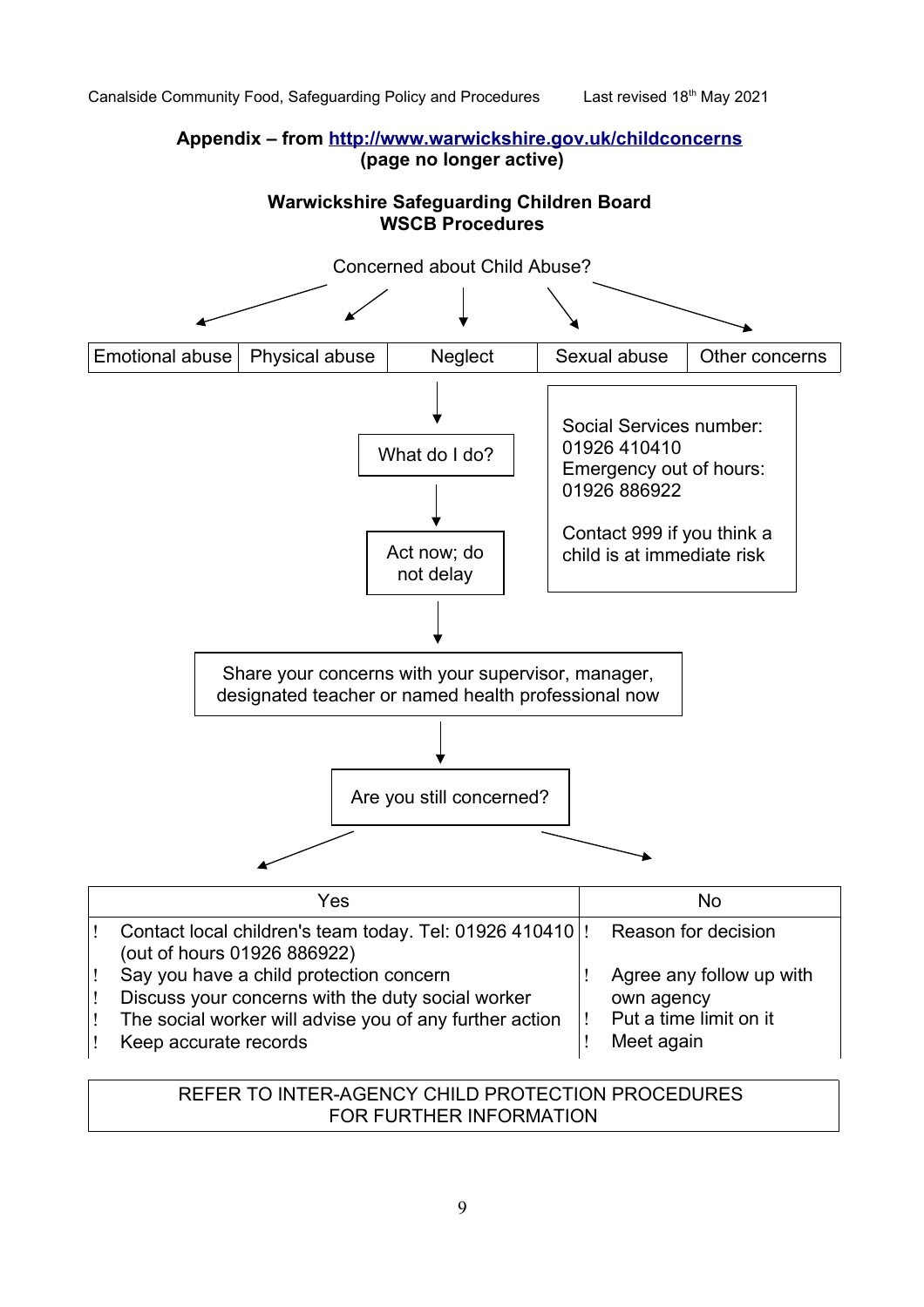**Appendix – from http://www.warwickshire.gov.uk/childconcerns**
**(page no longer active)**

**Warwickshire Safeguarding Children Board**
**WSCB Procedures**

Concerned about Child Abuse?

| Emotional abuse | Physical abuse | Neglect | Sexual abuse | Other concerns |
|---|---|---|---|---|

What do I do?

Act now; do not delay

Social Services number: 01926 410410
Emergency out of hours: 01926 886922

Contact 999 if you think a child is at immediate risk

Share your concerns with your supervisor, manager, designated teacher or named health professional now

Are you still concerned?

| Yes | No |
|---|---|
| ! Contact local children's team today. Tel: 01926 410410 (out of hours 01926 886922)<br>! Say you have a child protection concern<br>! Discuss your concerns with the duty social worker<br>! The social worker will advise you of any further action<br>! Keep accurate records | ! Reason for decision<br>! Agree any follow up with own agency<br>! Put a time limit on it<br>! Meet again |

REFER TO INTER-AGENCY CHILD PROTECTION PROCEDURES FOR FURTHER INFORMATION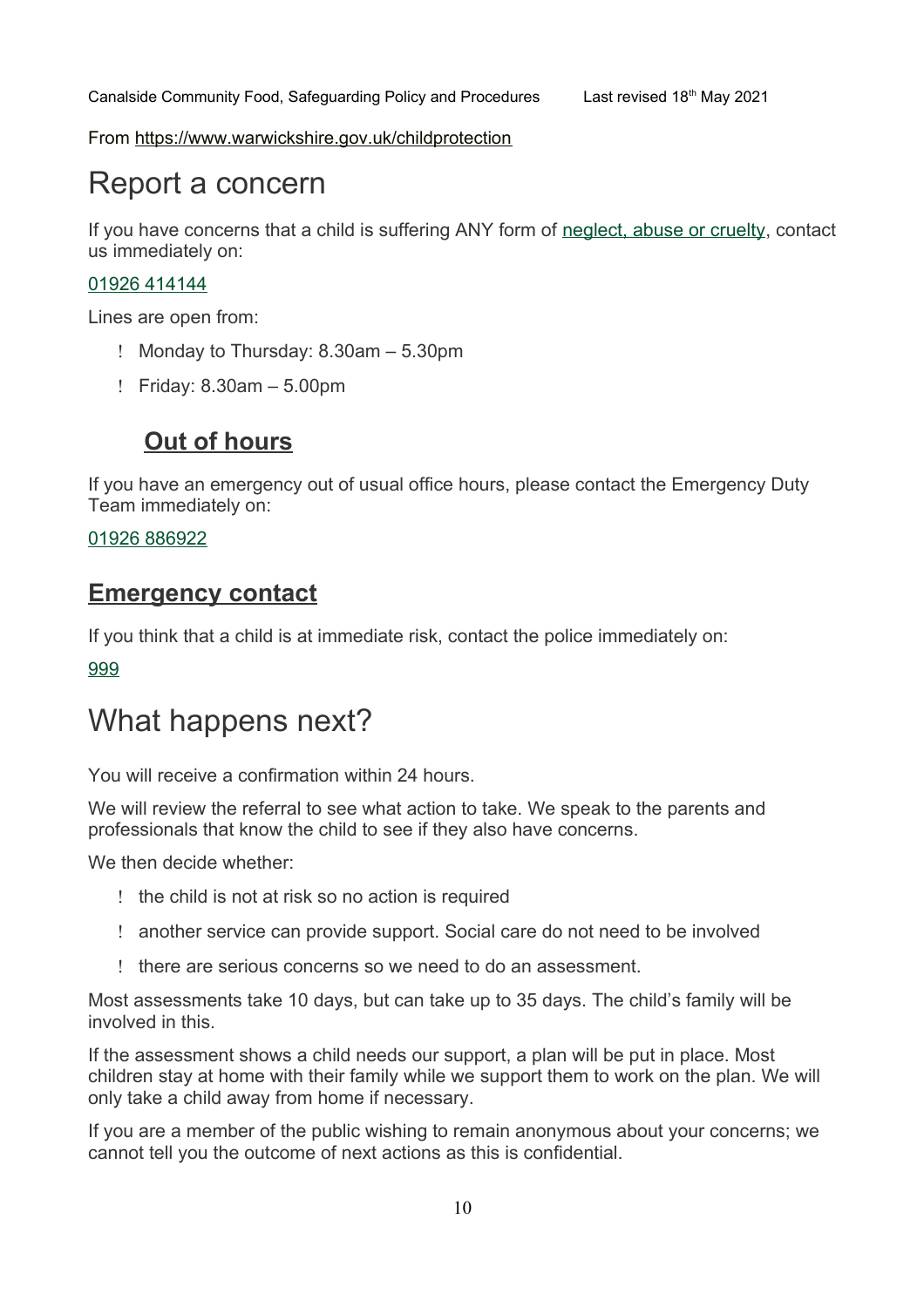From https://www.warwickshire.gov.uk/childprotection

# Report a concern

If you have concerns that a child is suffering ANY form of neglect, abuse or cruelty, contact us immediately on:

01926 414144

Lines are open from:

- Monday to Thursday: 8.30am – 5.30pm
- Friday: 8.30am – 5.00pm

## Out of hours

If you have an emergency out of usual office hours, please contact the Emergency Duty Team immediately on:

01926 886922

## Emergency contact

If you think that a child is at immediate risk, contact the police immediately on:

999

# What happens next?

You will receive a confirmation within 24 hours.

We will review the referral to see what action to take. We speak to the parents and professionals that know the child to see if they also have concerns.

We then decide whether:

- the child is not at risk so no action is required
- another service can provide support. Social care do not need to be involved
- there are serious concerns so we need to do an assessment.

Most assessments take 10 days, but can take up to 35 days. The child's family will be involved in this.

If the assessment shows a child needs our support, a plan will be put in place. Most children stay at home with their family while we support them to work on the plan. We will only take a child away from home if necessary.

If you are a member of the public wishing to remain anonymous about your concerns; we cannot tell you the outcome of next actions as this is confidential.